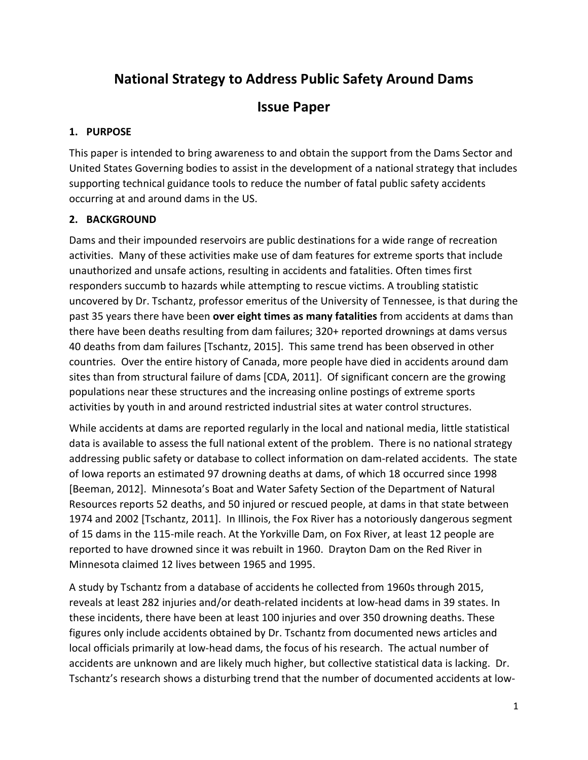# National Strategy to Address Public Safety Around Dams

## Issue Paper

### 1. PURPOSE

This paper is intended to bring awareness to and obtain the support from the Dams Sector and United States Governing bodies to assist in the development of a national strategy that includes supporting technical guidance tools to reduce the number of fatal public safety accidents occurring at and around dams in the US.

### 2. BACKGROUND

Dams and their impounded reservoirs are public destinations for a wide range of recreation activities. Many of these activities make use of dam features for extreme sports that include unauthorized and unsafe actions, resulting in accidents and fatalities. Often times first responders succumb to hazards while attempting to rescue victims. A troubling statistic uncovered by Dr. Tschantz, professor emeritus of the University of Tennessee, is that during the past 35 years there have been **over eight times as many fatalities** from accidents at dams than there have been deaths resulting from dam failures; 320+ reported drownings at dams versus 40 deaths from dam failures [Tschantz, 2015]. This same trend has been observed in other countries. Over the entire history of Canada, more people have died in accidents around dam sites than from structural failure of dams [CDA, 2011]. Of significant concern are the growing populations near these structures and the increasing online postings of extreme sports activities by youth in and around restricted industrial sites at water control structures.

While accidents at dams are reported regularly in the local and national media, little statistical data is available to assess the full national extent of the problem. There is no national strategy addressing public safety or database to collect information on dam-related accidents. The state of Iowa reports an estimated 97 drowning deaths at dams, of which 18 occurred since 1998 [Beeman, 2012]. Minnesota's Boat and Water Safety Section of the Department of Natural Resources reports 52 deaths, and 50 injured or rescued people, at dams in that state between 1974 and 2002 [Tschantz, 2011]. In Illinois, the Fox River has a notoriously dangerous segment of 15 dams in the 115-mile reach. At the Yorkville Dam, on Fox River, at least 12 people are reported to have drowned since it was rebuilt in 1960. Drayton Dam on the Red River in Minnesota claimed 12 lives between 1965 and 1995.

A study by Tschantz from a database of accidents he collected from 1960s through 2015, reveals at least 282 injuries and/or death-related incidents at low-head dams in 39 states. In these incidents, there have been at least 100 injuries and over 350 drowning deaths. These figures only include accidents obtained by Dr. Tschantz from documented news articles and local officials primarily at low-head dams, the focus of his research. The actual number of accidents are unknown and are likely much higher, but collective statistical data is lacking. Dr. Tschantz's research shows a disturbing trend that the number of documented accidents at low-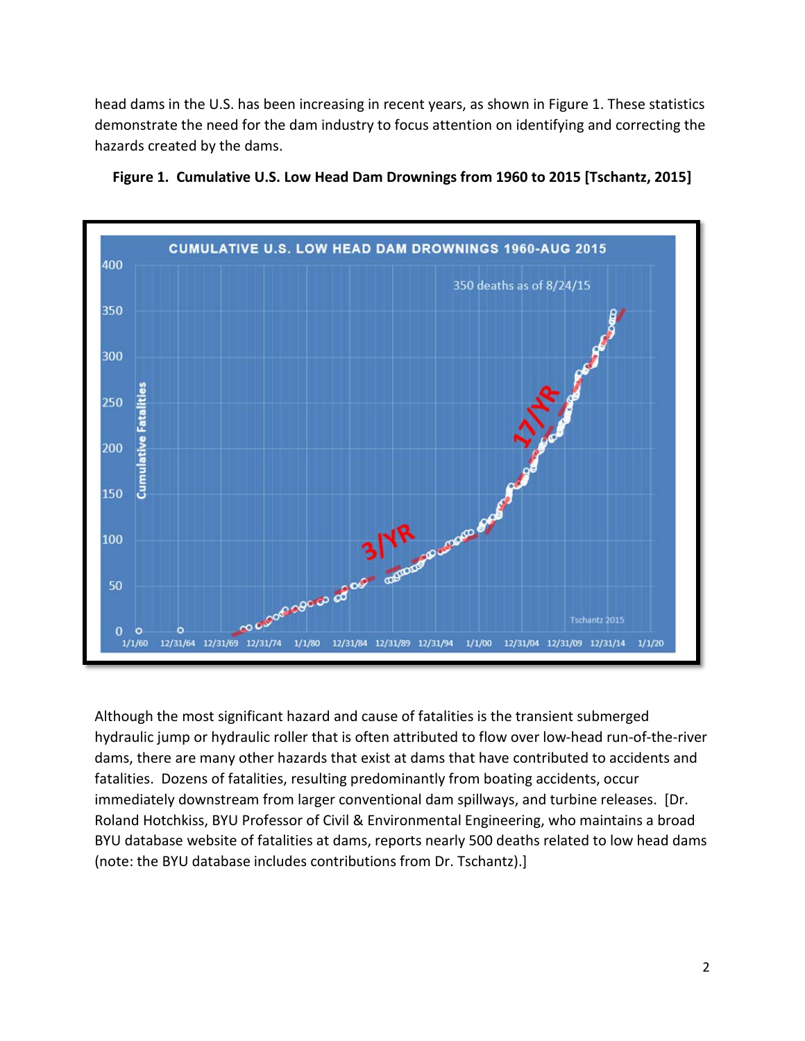head dams in the U.S. has been increasing in recent years, as shown in Figure 1. These statistics demonstrate the need for the dam industry to focus attention on identifying and correcting the hazards created by the dams.

**Figure 1. Cumulative U.S. Low Head Dam Drownings from 1960 to 2015 [Tschantz, 2015]**

Although the most significant hazard and cause of fatalities is the transient submerged hydraulic jump or hydraulic roller that is often attributed to flow over low-head run-of-the-river dams, there are many other hazards that exist at dams that have contributed to accidents and fatalities. Dozens of fatalities, resulting predominantly from boating accidents, occur immediately downstream from larger conventional dam spillways, and turbine releases. [Dr. Roland Hotchkiss, BYU Professor of Civil & Environmental Engineering, who maintains a broad BYU database website of fatalities at dams, reports nearly 500 deaths related to low head dams (note: the BYU database includes contributions from Dr. Tschantz).]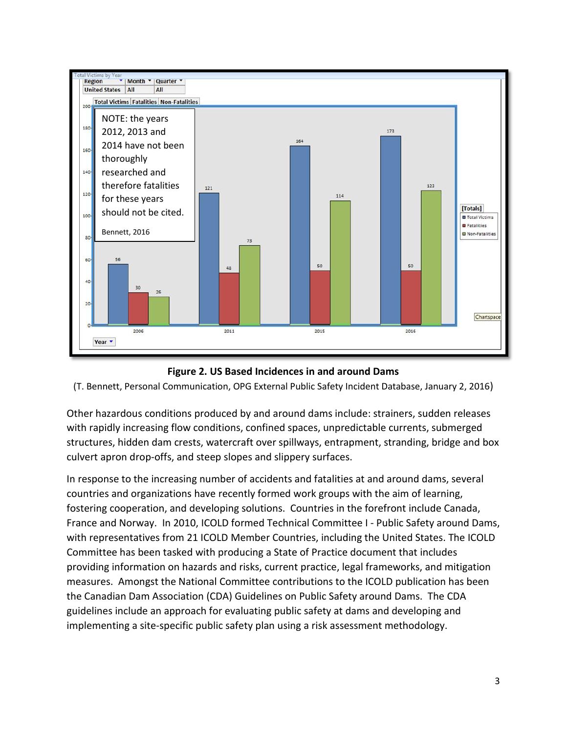**Figure 2. US Based Incidences in and around Dams**

(T. Bennett, Personal Communication, OPG External Public Safety Incident Database, January 2, 2016)

Other hazardous conditions produced by and around dams include: strainers, sudden releases with rapidly increasing flow conditions, confined spaces, unpredictable currents, submerged structures, hidden dam crests, watercraft over spillways, entrapment, stranding, bridge and box culvert apron drop-offs, and steep slopes and slippery surfaces.

In response to the increasing number of accidents and fatalities at and around dams, several countries and organizations have recently formed work groups with the aim of learning, fostering cooperation, and developing solutions. Countries in the forefront include Canada, France and Norway. In 2010, ICOLD formed Technical Committee I - Public Safety around Dams, with representatives from 21 ICOLD Member Countries, including the United States. The ICOLD Committee has been tasked with producing a State of Practice document that includes providing information on hazards and risks, current practice, legal frameworks, and mitigation measures. Amongst the National Committee contributions to the ICOLD publication has been the Canadian Dam Association (CDA) Guidelines on Public Safety around Dams. The CDA guidelines include an approach for evaluating public safety at dams and developing and implementing a site-specific public safety plan using a risk assessment methodology.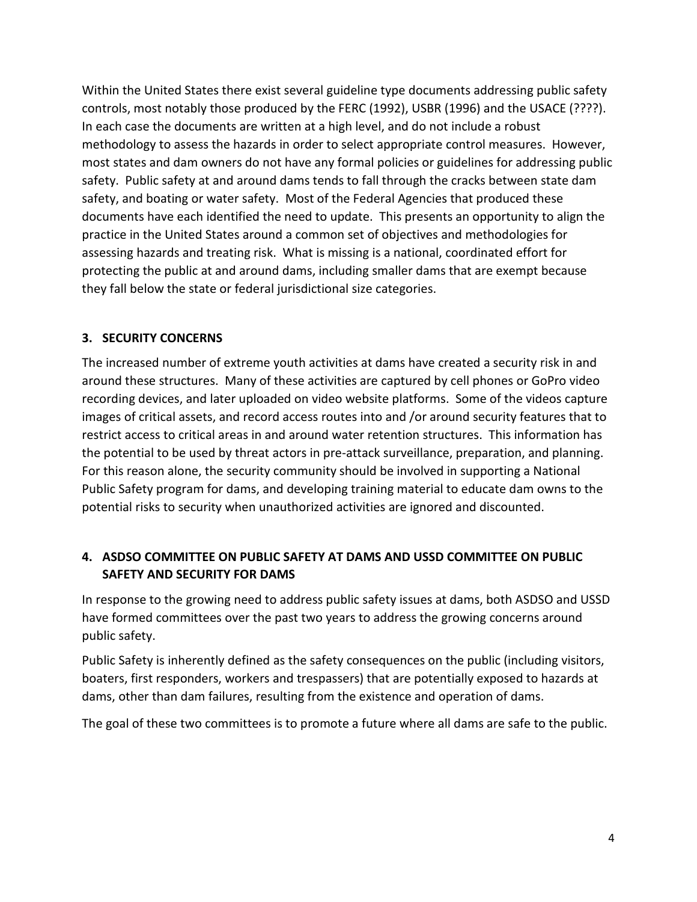Within the United States there exist several guideline type documents addressing public safety controls, most notably those produced by the FERC (1992), USBR (1996) and the USACE (????). In each case the documents are written at a high level, and do not include a robust methodology to assess the hazards in order to select appropriate control measures. However, most states and dam owners do not have any formal policies or guidelines for addressing public safety. Public safety at and around dams tends to fall through the cracks between state dam safety, and boating or water safety. Most of the Federal Agencies that produced these documents have each identified the need to update. This presents an opportunity to align the practice in the United States around a common set of objectives and methodologies for assessing hazards and treating risk. What is missing is a national, coordinated effort for protecting the public at and around dams, including smaller dams that are exempt because they fall below the state or federal jurisdictional size categories.

## 3. SECURITY CONCERNS

The increased number of extreme youth activities at dams have created a security risk in and around these structures. Many of these activities are captured by cell phones or GoPro video recording devices, and later uploaded on video website platforms. Some of the videos capture images of critical assets, and record access routes into and /or around security features that to restrict access to critical areas in and around water retention structures. This information has the potential to be used by threat actors in pre-attack surveillance, preparation, and planning. For this reason alone, the security community should be involved in supporting a National Public Safety program for dams, and developing training material to educate dam owns to the potential risks to security when unauthorized activities are ignored and discounted.

## 4. ASDSO COMMITTEE ON PUBLIC SAFETY AT DAMS AND USSD COMMITTEE ON PUBLIC SAFETY AND SECURITY FOR DAMS

In response to the growing need to address public safety issues at dams, both ASDSO and USSD have formed committees over the past two years to address the growing concerns around public safety.

Public Safety is inherently defined as the safety consequences on the public (including visitors, boaters, first responders, workers and trespassers) that are potentially exposed to hazards at dams, other than dam failures, resulting from the existence and operation of dams.

The goal of these two committees is to promote a future where all dams are safe to the public.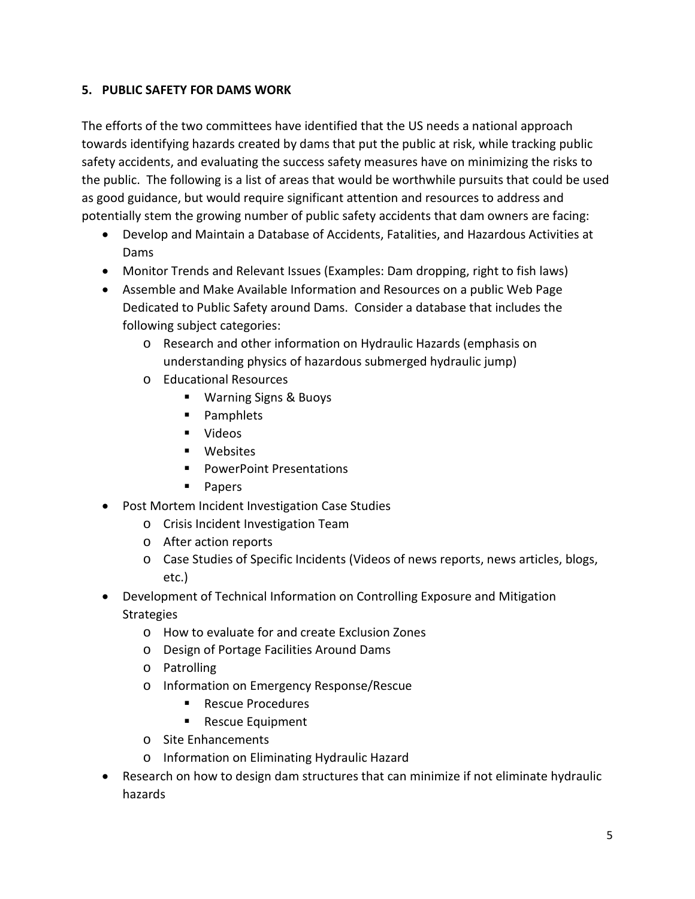## 5. PUBLIC SAFETY FOR DAMS WORK

The efforts of the two committees have identified that the US needs a national approach towards identifying hazards created by dams that put the public at risk, while tracking public safety accidents, and evaluating the success safety measures have on minimizing the risks to the public. The following is a list of areas that would be worthwhile pursuits that could be used as good guidance, but would require significant attention and resources to address and potentially stem the growing number of public safety accidents that dam owners are facing:

- Develop and Maintain a Database of Accidents, Fatalities, and Hazardous Activities at Dams
- Monitor Trends and Relevant Issues (Examples: Dam dropping, right to fish laws)
- Assemble and Make Available Information and Resources on a public Web Page Dedicated to Public Safety around Dams. Consider a database that includes the following subject categories:
  - Research and other information on Hydraulic Hazards (emphasis on understanding physics of hazardous submerged hydraulic jump)
  - Educational Resources
    - Warning Signs & Buoys
    - Pamphlets
    - Videos
    - Websites
    - PowerPoint Presentations
    - Papers
- Post Mortem Incident Investigation Case Studies
  - Crisis Incident Investigation Team
  - After action reports
  - Case Studies of Specific Incidents (Videos of news reports, news articles, blogs, etc.)
- Development of Technical Information on Controlling Exposure and Mitigation Strategies
  - How to evaluate for and create Exclusion Zones
  - Design of Portage Facilities Around Dams
  - Patrolling
  - Information on Emergency Response/Rescue
    - Rescue Procedures
    - Rescue Equipment
  - Site Enhancements
  - Information on Eliminating Hydraulic Hazard
- Research on how to design dam structures that can minimize if not eliminate hydraulic hazards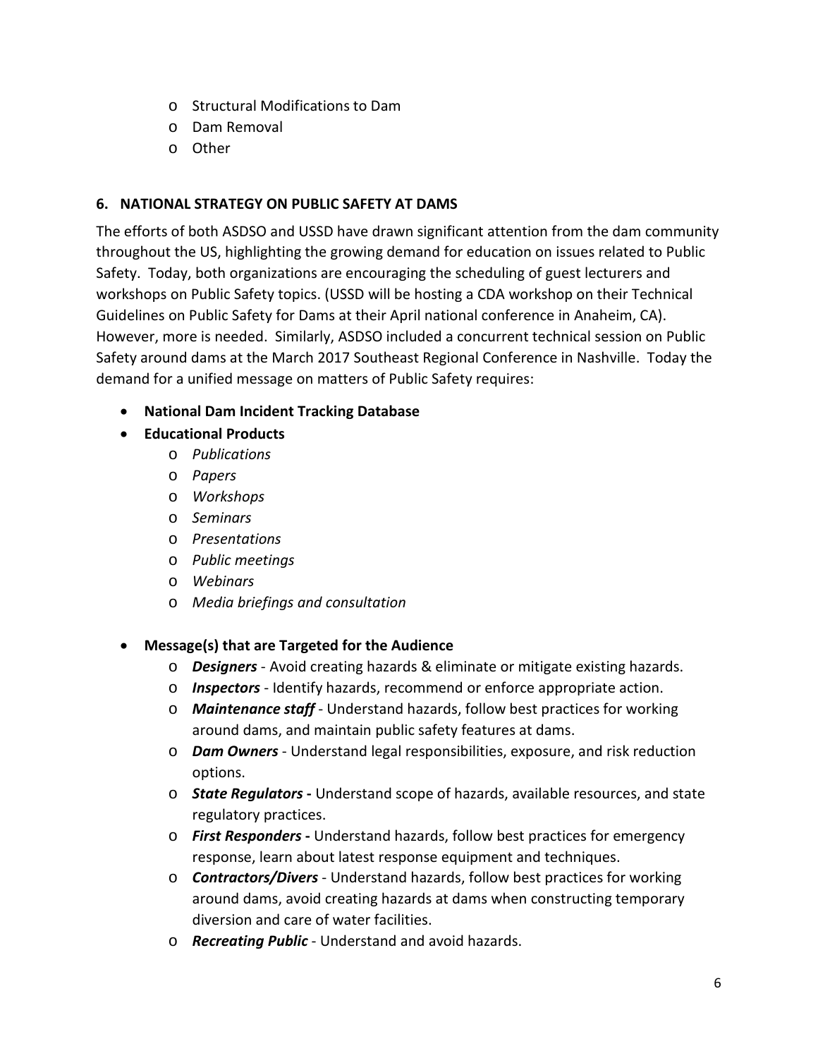- Structural Modifications to Dam
- Dam Removal
- Other

## 6. NATIONAL STRATEGY ON PUBLIC SAFETY AT DAMS

The efforts of both ASDSO and USSD have drawn significant attention from the dam community throughout the US, highlighting the growing demand for education on issues related to Public Safety. Today, both organizations are encouraging the scheduling of guest lecturers and workshops on Public Safety topics. (USSD will be hosting a CDA workshop on their Technical Guidelines on Public Safety for Dams at their April national conference in Anaheim, CA). However, more is needed. Similarly, ASDSO included a concurrent technical session on Public Safety around dams at the March 2017 Southeast Regional Conference in Nashville. Today the demand for a unified message on matters of Public Safety requires:

- **National Dam Incident Tracking Database**
- **Educational Products**
  - *Publications*
  - *Papers*
  - *Workshops*
  - *Seminars*
  - *Presentations*
  - *Public meetings*
  - *Webinars*
  - *Media briefings and consultation*

- **Message(s) that are Targeted for the Audience**
  - ***Designers*** - Avoid creating hazards & eliminate or mitigate existing hazards.
  - ***Inspectors*** - Identify hazards, recommend or enforce appropriate action.
  - ***Maintenance staff*** - Understand hazards, follow best practices for working around dams, and maintain public safety features at dams.
  - ***Dam Owners*** - Understand legal responsibilities, exposure, and risk reduction options.
  - ***State Regulators* -** Understand scope of hazards, available resources, and state regulatory practices.
  - ***First Responders* -** Understand hazards, follow best practices for emergency response, learn about latest response equipment and techniques.
  - ***Contractors/Divers*** - Understand hazards, follow best practices for working around dams, avoid creating hazards at dams when constructing temporary diversion and care of water facilities.
  - ***Recreating Public*** - Understand and avoid hazards.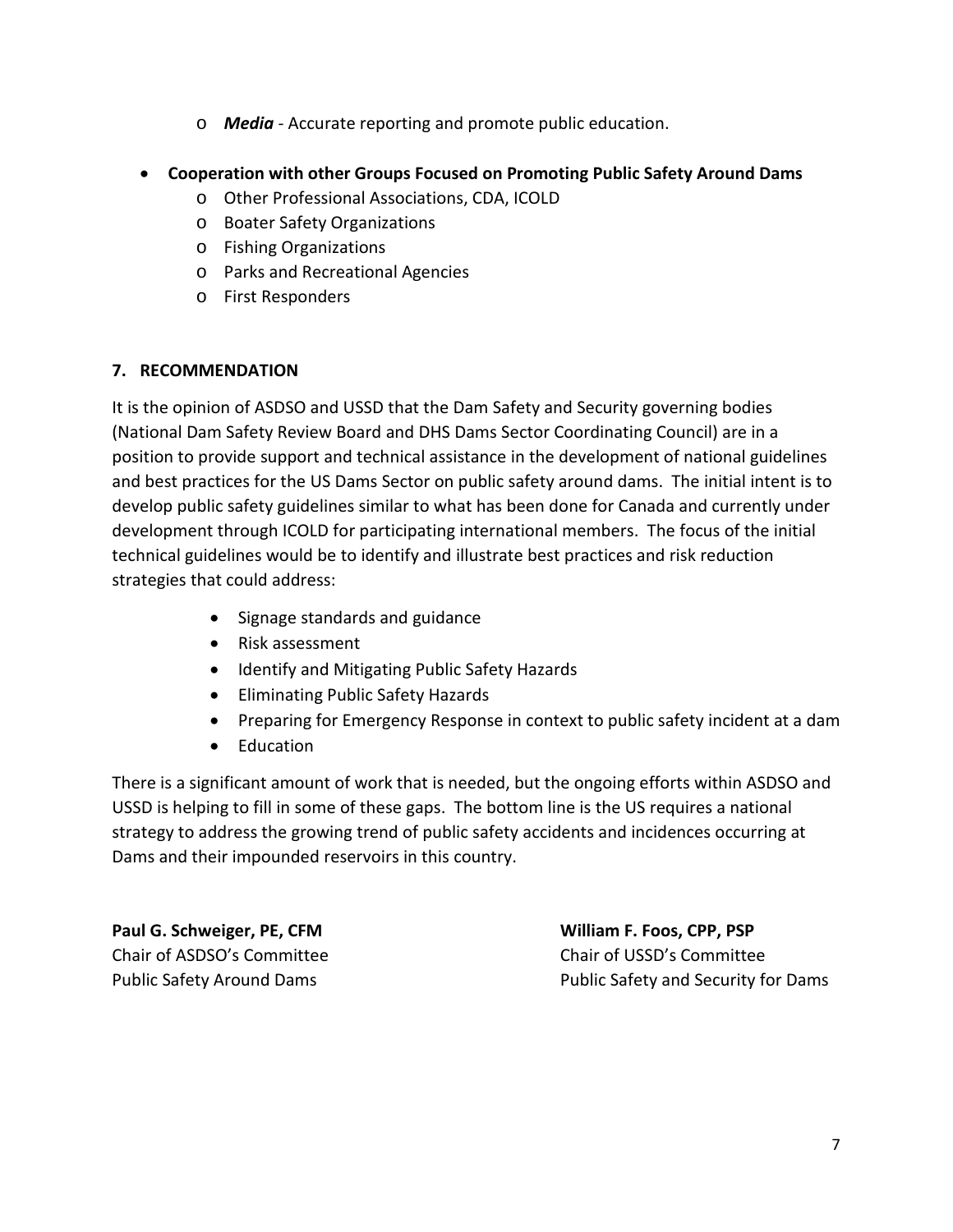- ***Media*** - Accurate reporting and promote public education.

- **Cooperation with other Groups Focused on Promoting Public Safety Around Dams**
  - Other Professional Associations, CDA, ICOLD
  - Boater Safety Organizations
  - Fishing Organizations
  - Parks and Recreational Agencies
  - First Responders

## 7. RECOMMENDATION

It is the opinion of ASDSO and USSD that the Dam Safety and Security governing bodies (National Dam Safety Review Board and DHS Dams Sector Coordinating Council) are in a position to provide support and technical assistance in the development of national guidelines and best practices for the US Dams Sector on public safety around dams. The initial intent is to develop public safety guidelines similar to what has been done for Canada and currently under development through ICOLD for participating international members. The focus of the initial technical guidelines would be to identify and illustrate best practices and risk reduction strategies that could address:

- Signage standards and guidance
- Risk assessment
- Identify and Mitigating Public Safety Hazards
- Eliminating Public Safety Hazards
- Preparing for Emergency Response in context to public safety incident at a dam
- Education

There is a significant amount of work that is needed, but the ongoing efforts within ASDSO and USSD is helping to fill in some of these gaps. The bottom line is the US requires a national strategy to address the growing trend of public safety accidents and incidences occurring at Dams and their impounded reservoirs in this country.

**Paul G. Schweiger, PE, CFM**
Chair of ASDSO's Committee
Public Safety Around Dams

**William F. Foos, CPP, PSP**
Chair of USSD's Committee
Public Safety and Security for Dams